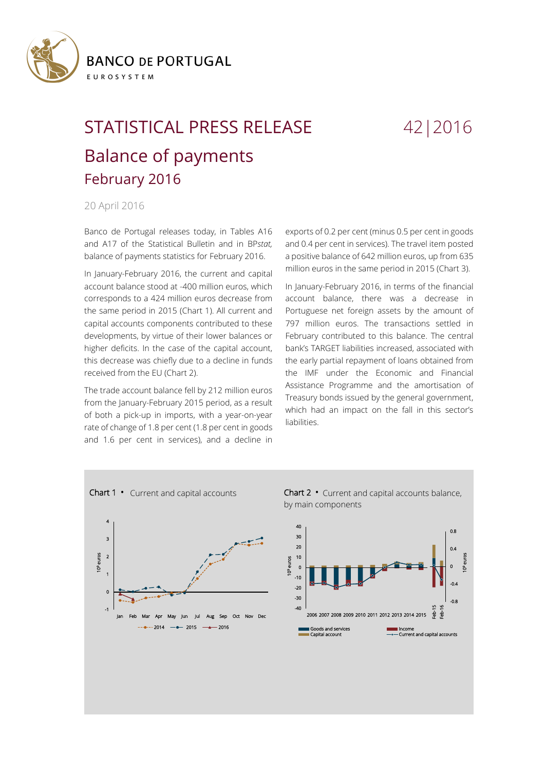BANCO DE PORTUGAL
EUROSYSTEM

# STATISTICAL PRESS RELEASE 42|2016

## Balance of payments

### February 2016

20 April 2016

Banco de Portugal releases today, in Tables A16 and A17 of the Statistical Bulletin and in BP*stat,* balance of payments statistics for February 2016.

In January-February 2016, the current and capital account balance stood at -400 million euros, which corresponds to a 424 million euros decrease from the same period in 2015 (Chart 1). All current and capital accounts components contributed to these developments, by virtue of their lower balances or higher deficits. In the case of the capital account, this decrease was chiefly due to a decline in funds received from the EU (Chart 2).

The trade account balance fell by 212 million euros from the January-February 2015 period, as a result of both a pick-up in imports, with a year-on-year rate of change of 1.8 per cent (1.8 per cent in goods and 1.6 per cent in services), and a decline in exports of 0.2 per cent (minus 0.5 per cent in goods and 0.4 per cent in services). The travel item posted a positive balance of 642 million euros, up from 635 million euros in the same period in 2015 (Chart 3).

In January-February 2016, in terms of the financial account balance, there was a decrease in Portuguese net foreign assets by the amount of 797 million euros. The transactions settled in February contributed to this balance. The central bank's TARGET liabilities increased, associated with the early partial repayment of loans obtained from the IMF under the Economic and Financial Assistance Programme and the amortisation of Treasury bonds issued by the general government, which had an impact on the fall in this sector's liabilities.

Chart 1 • Current and capital accounts

$10^9$ euros
4
3
2
1
0
-1
Jan Feb Mar Apr May Jun Jul Aug Sep Oct Nov Dec
2014 2015 2016

Chart 2 • Current and capital accounts balance, by main components

$10^9$ euros
40
30
20
10
0
-10
-20
-30
-40
2006 2007 2008 2009 2010 2011 2012 2013 2014 2015 Feb-15 Feb-16
$10^9$ euros
0.8
0.4
0
-0.4
-0.8
Goods and services
Capital account
Income
Current and capital accounts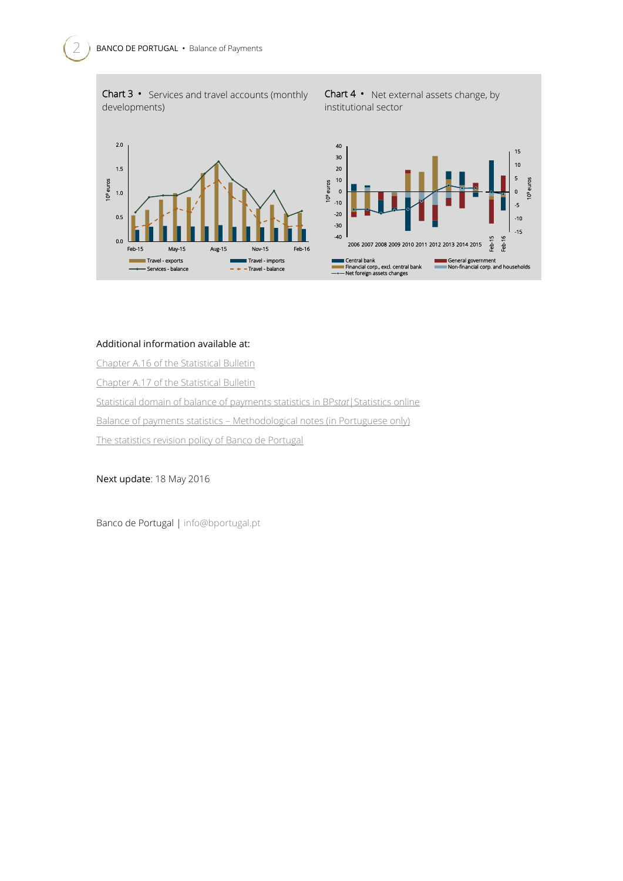Chart 3 • Services and travel accounts (monthly developments)

2.0
1.5
1.0
0.5
0.0
$10^9$ euros
Feb-15
May-15
Aug-15
Nov-15
Feb-16

Travel - exports
Travel - imports
Services - balance
Travel - balance

Chart 4 • Net external assets change, by institutional sector

40
30
20
10
0
-10
-20
-30
-40
$10^9$ euros
15
10
5
0
-5
-10
-15
$10^9$ euros
2006 2007 2008 2009 2010 2011 2012 2013 2014 2015
Feb-15
Feb-16

Central bank
General government
Financial corp., excl. central bank
Non-financial corp. and households
Net foreign assets changes

Additional information available at:

Chapter A.16 of the Statistical Bulletin

Chapter A.17 of the Statistical Bulletin

Statistical domain of balance of payments statistics in BP*stat*|Statistics online

Balance of payments statistics – Methodological notes (in Portuguese only)

The statistics revision policy of Banco de Portugal

Next update: 18 May 2016

Banco de Portugal | info@bportugal.pt